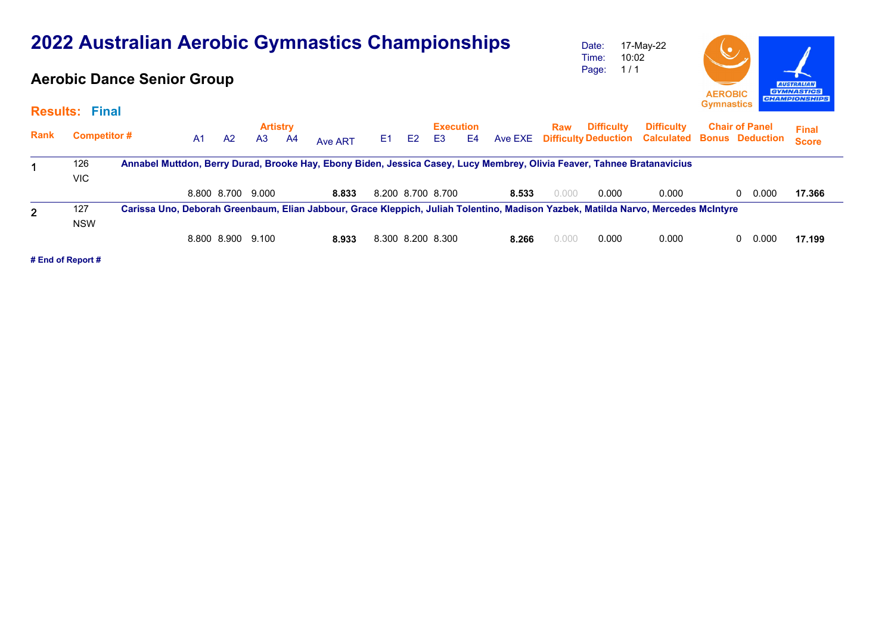# 2022 Australian Aerobic Gymnastics Championships

## Aerobic Dance Senior Group

Date: 17-May-22
Time: 10:02

**Results: Final**

| Rank | Competitor # | A1 | A2 | A3 | A4 | Ave ART | E1 | E2 | E3 | E4 | Ave EXE | Raw Difficulty | Difficulty Deduction | Difficulty Calculated | Chair of Panel Bonus | Chair of Panel Deduction | Final Score |
|---|---|---|---|---|---|---|---|---|---|---|---|---|---|---|---|---|---|
| 1 | 126 VIC — Annabel Muttdon, Berry Durad, Brooke Hay, Ebony Biden, Jessica Casey, Lucy Membrey, Olivia Feaver, Tahnee Bratanavicius | 8.800 | 8.700 | 9.000 | | **8.833** | 8.200 | 8.700 | 8.700 | | **8.533** | 0.000 | 0.000 | 0.000 | 0 | 0.000 | **17.366** |
| 2 | 127 NSW — Carissa Uno, Deborah Greenbaum, Elian Jabbour, Grace Kleppich, Juliah Tolentino, Madison Yazbek, Matilda Narvo, Mercedes McIntyre | 8.800 | 8.900 | 9.100 | | **8.933** | 8.300 | 8.200 | 8.300 | | **8.266** | 0.000 | 0.000 | 0.000 | 0 | 0.000 | **17.199** |

# End of Report #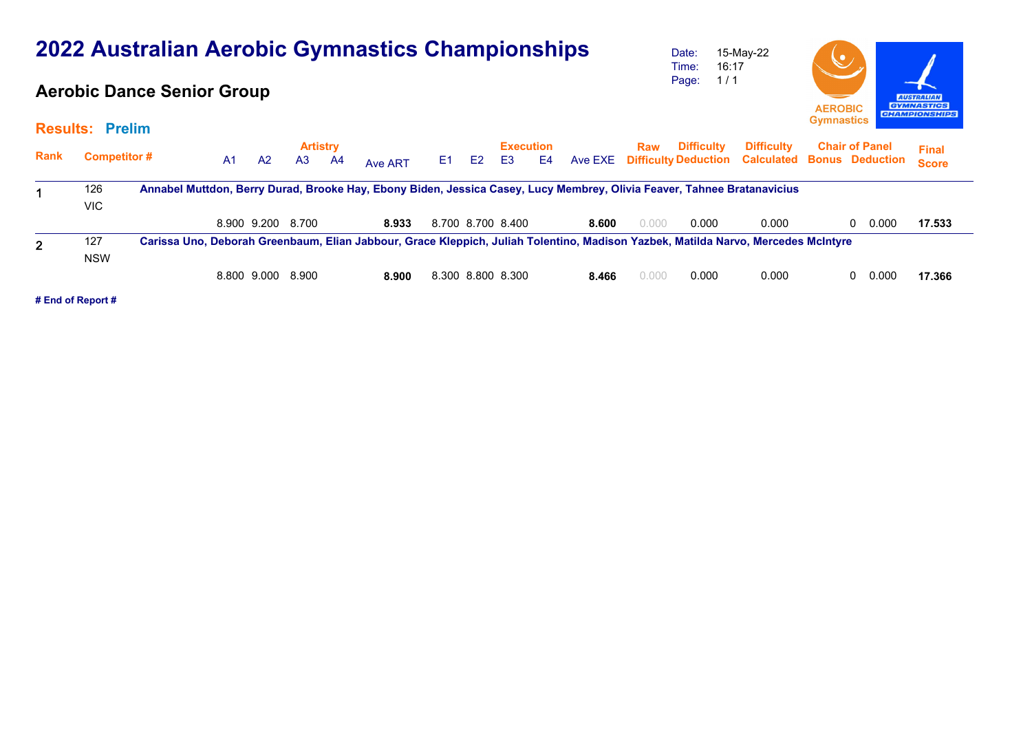# 2022 Australian Aerobic Gymnastics Championships

## Aerobic Dance Senior Group

Date: 15-May-22
Time: 16:17

**Results: Prelim**

| Rank | Competitor # | A1 | A2 | A3 | A4 | Ave ART | E1 | E2 | E3 | E4 | Ave EXE | Raw Difficulty | Difficulty Deduction | Difficulty Calculated | Chair of Panel Bonus | Chair of Panel Deduction | Final Score |
|---|---|---|---|---|---|---|---|---|---|---|---|---|---|---|---|---|---|
| 1 | 126 VIC — **Annabel Muttdon, Berry Durad, Brooke Hay, Ebony Biden, Jessica Casey, Lucy Membrey, Olivia Feaver, Tahnee Bratanavicius** | 8.900 | 9.200 | 8.700 | | **8.933** | 8.700 | 8.700 | 8.400 | | **8.600** | 0.000 | 0.000 | 0.000 | 0 | 0.000 | **17.533** |
| 2 | 127 NSW — **Carissa Uno, Deborah Greenbaum, Elian Jabbour, Grace Kleppich, Juliah Tolentino, Madison Yazbek, Matilda Narvo, Mercedes McIntyre** | 8.800 | 9.000 | 8.900 | | **8.900** | 8.300 | 8.800 | 8.300 | | **8.466** | 0.000 | 0.000 | 0.000 | 0 | 0.000 | **17.366** |

**# End of Report #**